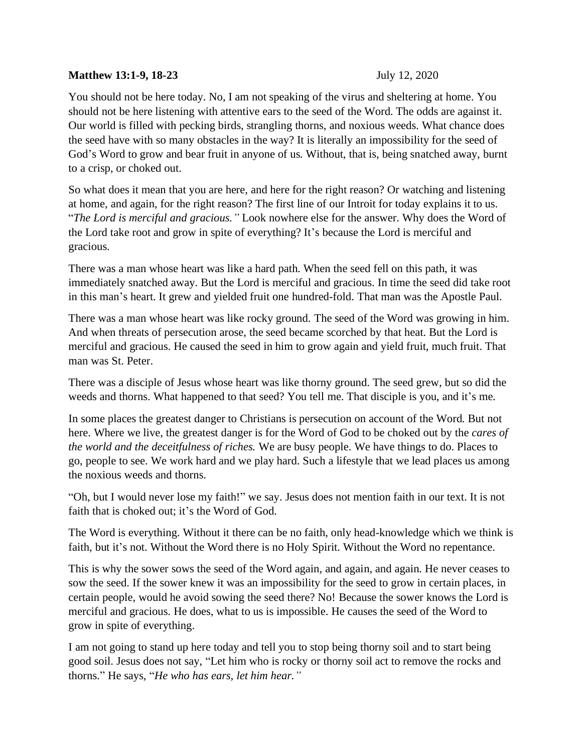**Matthew 13:1-9, 18-23** July 12, 2020

You should not be here today. No, I am not speaking of the virus and sheltering at home. You should not be here listening with attentive ears to the seed of the Word. The odds are against it. Our world is filled with pecking birds, strangling thorns, and noxious weeds. What chance does the seed have with so many obstacles in the way? It is literally an impossibility for the seed of God's Word to grow and bear fruit in anyone of us. Without, that is, being snatched away, burnt to a crisp, or choked out.

So what does it mean that you are here, and here for the right reason? Or watching and listening at home, and again, for the right reason? The first line of our Introit for today explains it to us. "*The Lord is merciful and gracious."* Look nowhere else for the answer. Why does the Word of the Lord take root and grow in spite of everything? It's because the Lord is merciful and gracious.

There was a man whose heart was like a hard path. When the seed fell on this path, it was immediately snatched away. But the Lord is merciful and gracious. In time the seed did take root in this man's heart. It grew and yielded fruit one hundred-fold. That man was the Apostle Paul.

There was a man whose heart was like rocky ground. The seed of the Word was growing in him. And when threats of persecution arose, the seed became scorched by that heat. But the Lord is merciful and gracious. He caused the seed in him to grow again and yield fruit, much fruit. That man was St. Peter.

There was a disciple of Jesus whose heart was like thorny ground. The seed grew, but so did the weeds and thorns. What happened to that seed? You tell me. That disciple is you, and it's me.

In some places the greatest danger to Christians is persecution on account of the Word. But not here. Where we live, the greatest danger is for the Word of God to be choked out by the *cares of the world and the deceitfulness of riches.* We are busy people. We have things to do. Places to go, people to see. We work hard and we play hard. Such a lifestyle that we lead places us among the noxious weeds and thorns.

"Oh, but I would never lose my faith!" we say. Jesus does not mention faith in our text. It is not faith that is choked out; it's the Word of God.

The Word is everything. Without it there can be no faith, only head-knowledge which we think is faith, but it's not. Without the Word there is no Holy Spirit. Without the Word no repentance.

This is why the sower sows the seed of the Word again, and again, and again. He never ceases to sow the seed. If the sower knew it was an impossibility for the seed to grow in certain places, in certain people, would he avoid sowing the seed there? No! Because the sower knows the Lord is merciful and gracious. He does, what to us is impossible. He causes the seed of the Word to grow in spite of everything.

I am not going to stand up here today and tell you to stop being thorny soil and to start being good soil. Jesus does not say, "Let him who is rocky or thorny soil act to remove the rocks and thorns." He says, "*He who has ears, let him hear."*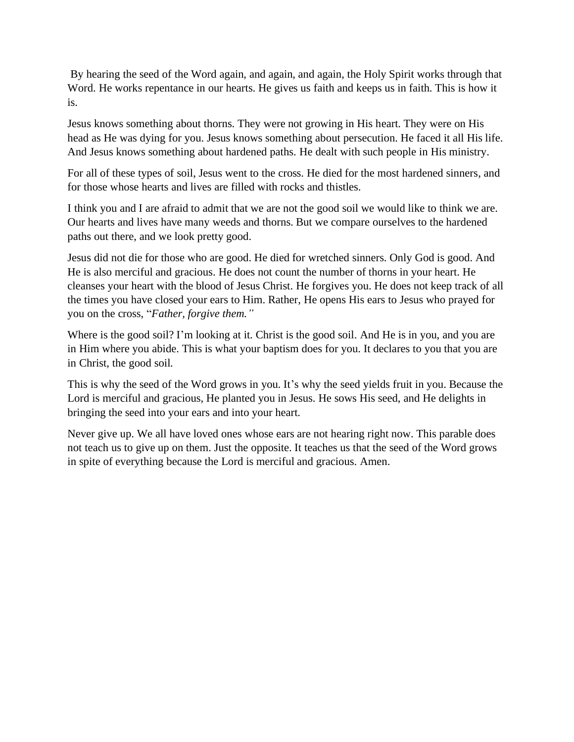By hearing the seed of the Word again, and again, and again, the Holy Spirit works through that Word. He works repentance in our hearts. He gives us faith and keeps us in faith. This is how it is.

Jesus knows something about thorns. They were not growing in His heart. They were on His head as He was dying for you. Jesus knows something about persecution. He faced it all His life. And Jesus knows something about hardened paths. He dealt with such people in His ministry.

For all of these types of soil, Jesus went to the cross. He died for the most hardened sinners, and for those whose hearts and lives are filled with rocks and thistles.

I think you and I are afraid to admit that we are not the good soil we would like to think we are. Our hearts and lives have many weeds and thorns. But we compare ourselves to the hardened paths out there, and we look pretty good.

Jesus did not die for those who are good. He died for wretched sinners. Only God is good. And He is also merciful and gracious. He does not count the number of thorns in your heart. He cleanses your heart with the blood of Jesus Christ. He forgives you. He does not keep track of all the times you have closed your ears to Him. Rather, He opens His ears to Jesus who prayed for you on the cross, "*Father, forgive them.*"

Where is the good soil? I'm looking at it. Christ is the good soil. And He is in you, and you are in Him where you abide. This is what your baptism does for you. It declares to you that you are in Christ, the good soil.

This is why the seed of the Word grows in you. It's why the seed yields fruit in you. Because the Lord is merciful and gracious, He planted you in Jesus. He sows His seed, and He delights in bringing the seed into your ears and into your heart.

Never give up. We all have loved ones whose ears are not hearing right now. This parable does not teach us to give up on them. Just the opposite. It teaches us that the seed of the Word grows in spite of everything because the Lord is merciful and gracious. Amen.